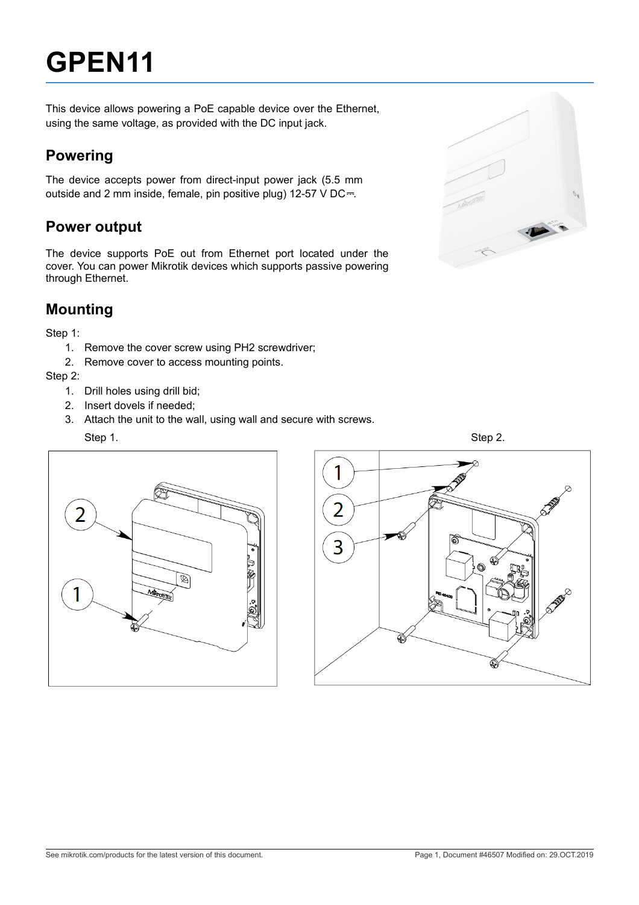# GPEN11

This device allows powering a PoE capable device over the Ethernet, using the same voltage, as provided with the DC input jack.

## Powering

The device accepts power from direct-input power jack (5.5 mm outside and 2 mm inside, female, pin positive plug) 12-57 V DC⎓.

## Power output

The device supports PoE out from Ethernet port located under the cover. You can power Mikrotik devices which supports passive powering through Ethernet.

## Mounting

Step 1:

1. Remove the cover screw using PH2 screwdriver;
2. Remove cover to access mounting points.

Step 2:

1. Drill holes using drill bid;
2. Insert dovels if needed;
3. Attach the unit to the wall, using wall and secure with screws.

Step 1.

Step 2.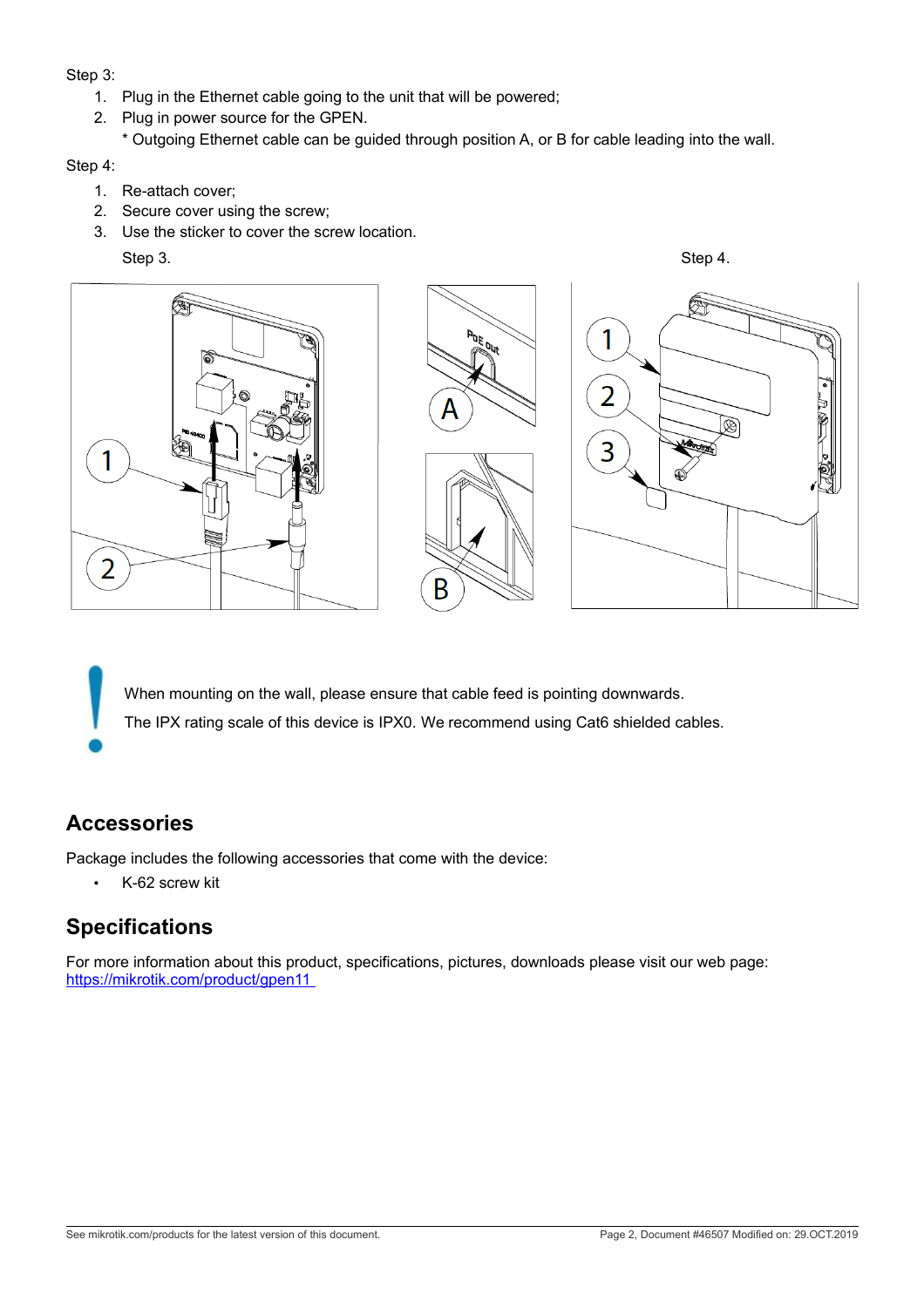Step 3:

1. Plug in the Ethernet cable going to the unit that will be powered;
2. Plug in power source for the GPEN.

   * Outgoing Ethernet cable can be guided through position A, or B for cable leading into the wall.

Step 4:

1. Re-attach cover;
2. Secure cover using the screw;
3. Use the sticker to cover the screw location.

Step 3. Step 4.

When mounting on the wall, please ensure that cable feed is pointing downwards.

The IPX rating scale of this device is IPX0. We recommend using Cat6 shielded cables.

## Accessories

Package includes the following accessories that come with the device:

- K-62 screw kit

## Specifications

For more information about this product, specifications, pictures, downloads please visit our web page: https://mikrotik.com/product/gpen11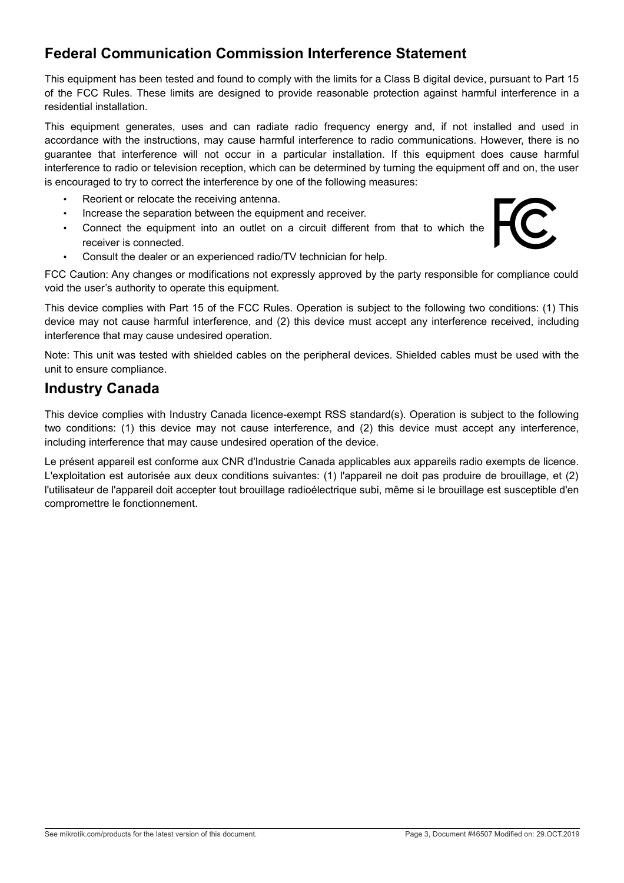## Federal Communication Commission Interference Statement

This equipment has been tested and found to comply with the limits for a Class B digital device, pursuant to Part 15 of the FCC Rules. These limits are designed to provide reasonable protection against harmful interference in a residential installation.

This equipment generates, uses and can radiate radio frequency energy and, if not installed and used in accordance with the instructions, may cause harmful interference to radio communications. However, there is no guarantee that interference will not occur in a particular installation. If this equipment does cause harmful interference to radio or television reception, which can be determined by turning the equipment off and on, the user is encouraged to try to correct the interference by one of the following measures:

- Reorient or relocate the receiving antenna.
- Increase the separation between the equipment and receiver.
- Connect the equipment into an outlet on a circuit different from that to which the receiver is connected.
- Consult the dealer or an experienced radio/TV technician for help.

FCC Caution: Any changes or modifications not expressly approved by the party responsible for compliance could void the user's authority to operate this equipment.

This device complies with Part 15 of the FCC Rules. Operation is subject to the following two conditions: (1) This device may not cause harmful interference, and (2) this device must accept any interference received, including interference that may cause undesired operation.

Note: This unit was tested with shielded cables on the peripheral devices. Shielded cables must be used with the unit to ensure compliance.

## Industry Canada

This device complies with Industry Canada licence-exempt RSS standard(s). Operation is subject to the following two conditions: (1) this device may not cause interference, and (2) this device must accept any interference, including interference that may cause undesired operation of the device.

Le présent appareil est conforme aux CNR d'Industrie Canada applicables aux appareils radio exempts de licence. L'exploitation est autorisée aux deux conditions suivantes: (1) l'appareil ne doit pas produire de brouillage, et (2) l'utilisateur de l'appareil doit accepter tout brouillage radioélectrique subi, même si le brouillage est susceptible d'en compromettre le fonctionnement.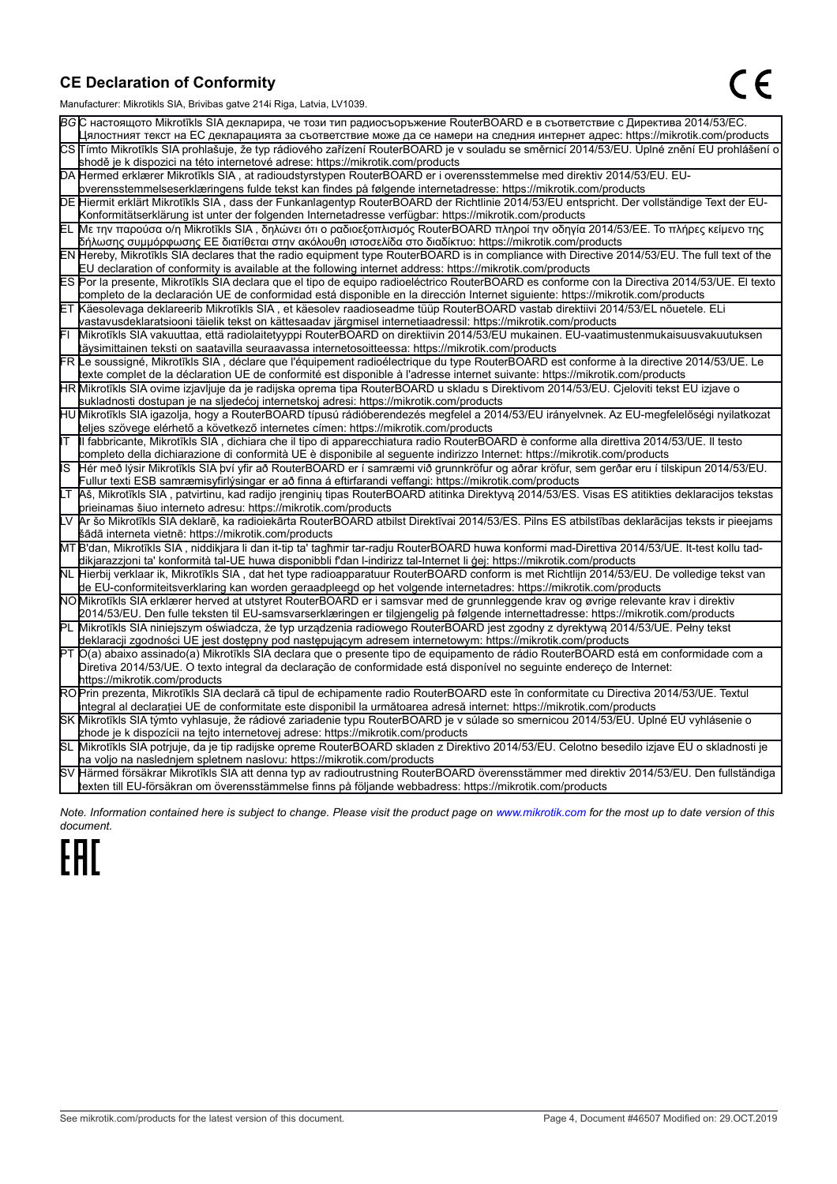## CE Declaration of Conformity

Manufacturer: Mikrotikls SIA, Brivibas gatve 214i Riga, Latvia, LV1039.

| | |
|---|---|
| BG | С настоящото Mikrotīkls SIA декларира, че този тип радиосъоръжение RouterBOARD е в съответствие с Директива 2014/53/ЕС. Цялостният текст на ЕС декларацията за съответствие може да се намери на следния интернет адрес: https://mikrotik.com/products |
| CS | Tímto Mikrotīkls SIA prohlašuje, že typ rádiového zařízení RouterBOARD je v souladu se směrnicí 2014/53/EU. Úplné znění EU prohlášení o shodě je k dispozici na této internetové adrese: https://mikrotik.com/products |
| DA | Hermed erklærer Mikrotīkls SIA , at radioudstyrstypen RouterBOARD er i overensstemmelse med direktiv 2014/53/EU. EU-overensstemmelseserklæringens fulde tekst kan findes på følgende internetadresse: https://mikrotik.com/products |
| DE | Hiermit erklärt Mikrotīkls SIA , dass der Funkanlagentyp RouterBOARD der Richtlinie 2014/53/EU entspricht. Der vollständige Text der EU-Konformitätserklärung ist unter der folgenden Internetadresse verfügbar: https://mikrotik.com/products |
| EL | Με την παρούσα ο/η Mikrotīkls SIA , δηλώνει ότι ο ραδιοεξοπλισμός RouterBOARD πληροί την οδηγία 2014/53/ΕΕ. Το πλήρες κείμενο της δήλωσης συμμόρφωσης ΕΕ διατίθεται στην ακόλουθη ιστοσελίδα στο διαδίκτυο: https://mikrotik.com/products |
| EN | Hereby, Mikrotīkls SIA declares that the radio equipment type RouterBOARD is in compliance with Directive 2014/53/EU. The full text of the EU declaration of conformity is available at the following internet address: https://mikrotik.com/products |
| ES | Por la presente, Mikrotīkls SIA declara que el tipo de equipo radioeléctrico RouterBOARD es conforme con la Directiva 2014/53/UE. El texto completo de la declaración UE de conformidad está disponible en la dirección Internet siguiente: https://mikrotik.com/products |
| ET | Käesolevaga deklareerib Mikrotīkls SIA , et käesolev raadioseadme tüüp RouterBOARD vastab direktiivi 2014/53/EL nõuetele. ELi vastavusdeklaratsiooni täielik tekst on kättesaadav järgmisel internetiaadressil: https://mikrotik.com/products |
| FI | Mikrotīkls SIA vakuuttaa, että radiolaitetyyppi RouterBOARD on direktiivin 2014/53/EU mukainen. EU-vaatimustenmukaisuusvakuutuksen täysimittainen teksti on saatavilla seuraavassa internetosoitteessa: https://mikrotik.com/products |
| FR | Le soussigné, Mikrotīkls SIA , déclare que l'équipement radioélectrique du type RouterBOARD est conforme à la directive 2014/53/UE. Le texte complet de la déclaration UE de conformité est disponible à l'adresse internet suivante: https://mikrotik.com/products |
| HR | Mikrotīkls SIA ovime izjavljuje da je radijska oprema tipa RouterBOARD u skladu s Direktivom 2014/53/EU. Cjeloviti tekst EU izjave o sukladnosti dostupan je na sljedećoj internetskoj adresi: https://mikrotik.com/products |
| HU | Mikrotīkls SIA igazolja, hogy a RouterBOARD típusú rádióberendezés megfelel a 2014/53/EU irányelvnek. Az EU-megfelelőségi nyilatkozat teljes szövege elérhető a következő internetes címen: https://mikrotik.com/products |
| IT | Il fabbricante, Mikrotīkls SIA , dichiara che il tipo di apparecchiatura radio RouterBOARD è conforme alla direttiva 2014/53/UE. Il testo completo della dichiarazione di conformità UE è disponibile al seguente indirizzo Internet: https://mikrotik.com/products |
| IS | Hér með lýsir Mikrotīkls SIA því yfir að RouterBOARD er í samræmi við grunnkröfur og aðrar kröfur, sem gerðar eru í tilskipun 2014/53/EU. Fullur texti ESB samræmisyfirlýsingar er að finna á eftirfarandi veffangi: https://mikrotik.com/products |
| LT | Aš, Mikrotīkls SIA , patvirtinu, kad radijo įrenginių tipas RouterBOARD atitinka Direktyvą 2014/53/ES. Visas ES atitikties deklaracijos tekstas prieinamas šiuo interneto adresu: https://mikrotik.com/products |
| LV | Ar šo Mikrotīkls SIA deklarē, ka radioiekārta RouterBOARD atbilst Direktīvai 2014/53/ES. Pilns ES atbilstības deklarācijas teksts ir pieejams šādā interneta vietnē: https://mikrotik.com/products |
| MT | B'dan, Mikrotīkls SIA , niddikjara li dan it-tip ta' tagħmir tar-radju RouterBOARD huwa konformi mad-Direttiva 2014/53/UE. It-test kollu tad-dikjarazzjoni ta' konformità tal-UE huwa disponibbli f'dan l-indirizz tal-Internet li ġej: https://mikrotik.com/products |
| NL | Hierbij verklaar ik, Mikrotīkls SIA , dat het type radioapparatuur RouterBOARD conform is met Richtlijn 2014/53/EU. De volledige tekst van de EU-conformiteitsverklaring kan worden geraadpleegd op het volgende internetadres: https://mikrotik.com/products |
| NO | Mikrotīkls SIA erklærer herved at utstyret RouterBOARD er i samsvar med de grunnleggende krav og øvrige relevante krav i direktiv 2014/53/EU. Den fulle teksten til EU-samsvarserklæringen er tilgjengelig på følgende internettadresse: https://mikrotik.com/products |
| PL | Mikrotīkls SIA niniejszym oświadcza, że typ urządzenia radiowego RouterBOARD jest zgodny z dyrektywą 2014/53/UE. Pełny tekst deklaracji zgodności UE jest dostępny pod następującym adresem internetowym: https://mikrotik.com/products |
| PT | O(a) abaixo assinado(a) Mikrotīkls SIA declara que o presente tipo de equipamento de rádio RouterBOARD está em conformidade com a Diretiva 2014/53/UE. O texto integral da declaração de conformidade está disponível no seguinte endereço de Internet: https://mikrotik.com/products |
| RO | Prin prezenta, Mikrotīkls SIA declară că tipul de echipamente radio RouterBOARD este în conformitate cu Directiva 2014/53/UE. Textul integral al declarației UE de conformitate este disponibil la următoarea adresă internet: https://mikrotik.com/products |
| SK | Mikrotīkls SIA týmto vyhlasuje, že rádiové zariadenie typu RouterBOARD je v súlade so smernicou 2014/53/EÚ. Úplné EÚ vyhlásenie o zhode je k dispozícii na tejto internetovej adrese: https://mikrotik.com/products |
| SL | Mikrotīkls SIA potrjuje, da je tip radijske opreme RouterBOARD skladen z Direktivo 2014/53/EU. Celotno besedilo izjave EU o skladnosti je na voljo na naslednjem spletnem naslovu: https://mikrotik.com/products |
| SV | Härmed försäkrar Mikrotīkls SIA att denna typ av radioutrustning RouterBOARD överensstämmer med direktiv 2014/53/EU. Den fullständiga texten till EU-försäkran om överensstämmelse finns på följande webbadress: https://mikrotik.com/products |

*Note. Information contained here is subject to change. Please visit the product page on www.mikrotik.com for the most up to date version of this document.*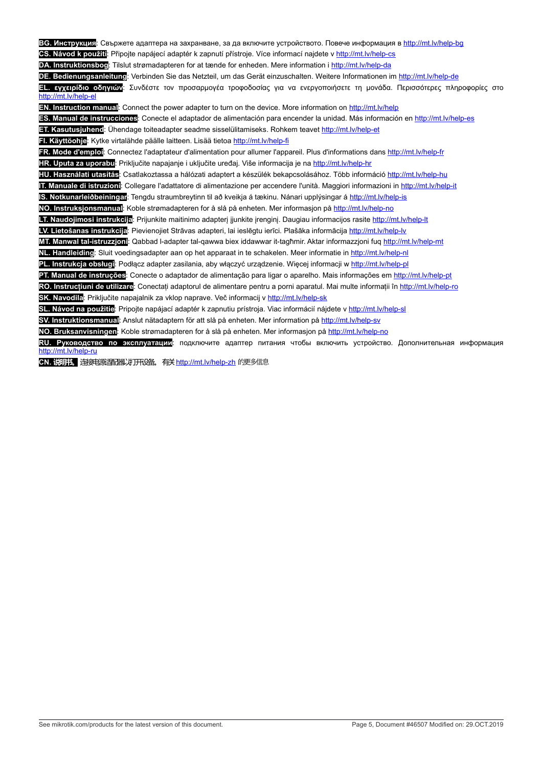**BG. Инструкция**: Свържете адаптера на захранване, за да включите устройството. Повече информация в http://mt.lv/help-bg

**CS. Návod k použití**: Připojte napájecí adaptér k zapnutí přístroje. Více informací najdete v http://mt.lv/help-cs

**DA. Instruktionsbog**: Tilslut strømadapteren for at tænde for enheden. Mere information i http://mt.lv/help-da

**DE. Bedienungsanleitung**: Verbinden Sie das Netzteil, um das Gerät einzuschalten. Weitere Informationen im http://mt.lv/help-de

**EL. εγχειρίδιο οδηγιών**: Συνδέστε τον προσαρμογέα τροφοδοσίας για να ενεργοποιήσετε τη μονάδα. Περισσότερες πληροφορίες στο http://mt.lv/help-el

**EN. Instruction manual**: Connect the power adapter to turn on the device. More information on http://mt.lv/help

**ES. Manual de instrucciones**: Conecte el adaptador de alimentación para encender la unidad. Más información en http://mt.lv/help-es

**ET. Kasutusjuhend**: Ühendage toiteadapter seadme sisselülitamiseks. Rohkem teavet http://mt.lv/help-et

**FI. Käyttöohje**: Kytke virtalähde päälle laitteen. Lisää tietoa http://mt.lv/help-fi

**FR. Mode d'emploi**: Connectez l'adaptateur d'alimentation pour allumer l'appareil. Plus d'informations dans http://mt.lv/help-fr

**HR. Uputa za uporabu**: Priključite napajanje i uključite uređaj. Više informacija je na http://mt.lv/help-hr

**HU. Használati utasítás**: Csatlakoztassa a hálózati adaptert a készülék bekapcsolásához. Több információ http://mt.lv/help-hu

**IT. Manuale di istruzioni**: Collegare l'adattatore di alimentazione per accendere l'unità. Maggiori informazioni in http://mt.lv/help-it

**IS. Notkunarleiðbeiningar**: Tengdu straumbreytinn til að kveikja á tækinu. Nánari upplýsingar á http://mt.lv/help-is

**NO. Instruksjonsmanual**: Koble strømadapteren for å slå på enheten. Mer informasjon på http://mt.lv/help-no

**LT. Naudojimosi instrukcija**: Prijunkite maitinimo adapterį įjunkite įrenginį. Daugiau informacijos rasite http://mt.lv/help-lt

**LV. Lietošanas instrukcija**: Pievienojiet Strāvas adapteri, lai ieslēgtu ierīci. Plašāka informācija http://mt.lv/help-lv

**MT. Manwal tal-istruzzjoni**: Qabbad l-adapter tal-qawwa biex iddawwar it-tagħmir. Aktar informazzjoni fuq http://mt.lv/help-mt

**NL. Handleiding**: Sluit voedingsadapter aan op het apparaat in te schakelen. Meer informatie in http://mt.lv/help-nl

**PL. Instrukcja obsługi**: Podłącz adapter zasilania, aby włączyć urządzenie. Więcej informacji w http://mt.lv/help-pl

**PT. Manual de instruções**: Conecte o adaptador de alimentação para ligar o aparelho. Mais informações em http://mt.lv/help-pt

**RO. Instrucțiuni de utilizare**: Conectați adaptorul de alimentare pentru a porni aparatul. Mai multe informații în http://mt.lv/help-ro

**SK. Navodila**: Priključite napajalnik za vklop naprave. Več informacij v http://mt.lv/help-sk

**SL. Návod na použitie**: Pripojte napájací adaptér k zapnutiu prístroja. Viac informácií nájdete v http://mt.lv/help-sl

**SV. Instruktionsmanual**: Anslut nätadaptern för att slå på enheten. Mer information på http://mt.lv/help-sv

**NO. Bruksanvisningen**: Koble strømadapteren for å slå på enheten. Mer informasjon på http://mt.lv/help-no

**RU. Руководство по эксплуатации**: подключите адаптер питания чтобы включить устройство. Дополнительная информация http://mt.lv/help-ru

**CN. 说明书。** 连接电源适配器以打开设备。 有关 http://mt.lv/help-zh 的更多信息

See mikrotik.com/products for the latest version of this document.

Page 5, Document #46507 Modified on: 29.OCT.2019